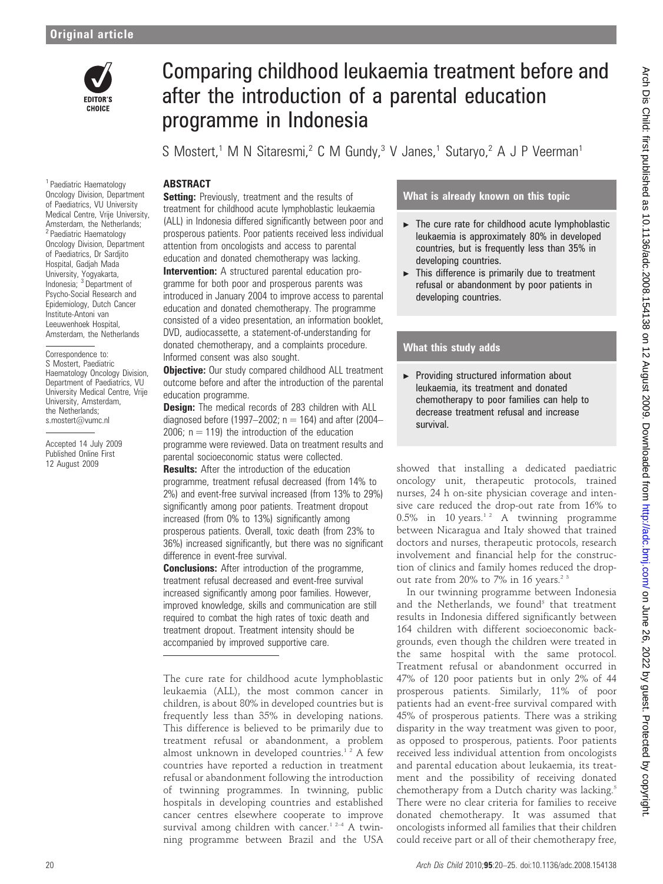# Comparing childhood leukaemia treatment before and after the introduction of a parental education programme in Indonesia

S Mostert,[1] M N Sitaresmi,[2] C M Gundy,[3] V Janes,[1] Sutaryo,[2] A J P Veerman[1]

[1] Paediatric Haematology Oncology Division, Department of Paediatrics, VU University Medical Centre, Vrije University, Amsterdam, the Netherlands; [2] Paediatric Haematology Oncology Division, Department of Paediatrics, Dr Sardjito Hospital, Gadjah Mada University, Yogyakarta, Indonesia; [3] Department of Psycho-Social Research and Epidemiology, Dutch Cancer Institute-Antoni van Leeuwenhoek Hospital, Amsterdam, the Netherlands

Correspondence to: S Mostert, Paediatric Haematology Oncology Division, Department of Paediatrics, VU University Medical Centre, Vrije University, Amsterdam, the Netherlands; s.mostert@vumc.nl

Accepted 14 July 2009
Published Online First 12 August 2009

## ABSTRACT

**Setting:** Previously, treatment and the results of treatment for childhood acute lymphoblastic leukaemia (ALL) in Indonesia differed significantly between poor and prosperous patients. Poor patients received less individual attention from oncologists and access to parental education and donated chemotherapy was lacking.

**Intervention:** A structured parental education programme for both poor and prosperous parents was introduced in January 2004 to improve access to parental education and donated chemotherapy. The programme consisted of a video presentation, an information booklet, DVD, audiocassette, a statement-of-understanding for donated chemotherapy, and a complaints procedure. Informed consent was also sought.

**Objective:** Our study compared childhood ALL treatment outcome before and after the introduction of the parental education programme.

**Design:** The medical records of 283 children with ALL diagnosed before (1997–2002; n = 164) and after (2004–2006; n = 119) the introduction of the education programme were reviewed. Data on treatment results and parental socioeconomic status were collected.

**Results:** After the introduction of the education programme, treatment refusal decreased (from 14% to 2%) and event-free survival increased (from 13% to 29%) significantly among poor patients. Treatment dropout increased (from 0% to 13%) significantly among prosperous patients. Overall, toxic death (from 23% to 36%) increased significantly, but there was no significant difference in event-free survival.

**Conclusions:** After introduction of the programme, treatment refusal decreased and event-free survival increased significantly among poor families. However, improved knowledge, skills and communication are still required to combat the high rates of toxic death and treatment dropout. Treatment intensity should be accompanied by improved supportive care.

### What is already known on this topic

- The cure rate for childhood acute lymphoblastic leukaemia is approximately 80% in developed countries, but is frequently less than 35% in developing countries.
- This difference is primarily due to treatment refusal or abandonment by poor patients in developing countries.

### What this study adds

- Providing structured information about leukaemia, its treatment and donated chemotherapy to poor families can help to decrease treatment refusal and increase survival.

The cure rate for childhood acute lymphoblastic leukaemia (ALL), the most common cancer in children, is about 80% in developed countries but is frequently less than 35% in developing nations. This difference is believed to be primarily due to treatment refusal or abandonment, a problem almost unknown in developed countries.[1,2] A few countries have reported a reduction in treatment refusal or abandonment following the introduction of twinning programmes. In twinning, public hospitals in developing countries and established cancer centres elsewhere cooperate to improve survival among children with cancer.[1,2–4] A twinning programme between Brazil and the USA showed that installing a dedicated paediatric oncology unit, therapeutic protocols, trained nurses, 24 h on-site physician coverage and intensive care reduced the drop-out rate from 16% to 0.5% in 10 years.[1,2] A twinning programme between Nicaragua and Italy showed that trained doctors and nurses, therapeutic protocols, research involvement and financial help for the construction of clinics and family homes reduced the drop-out rate from 20% to 7% in 16 years.[2,3]

In our twinning programme between Indonesia and the Netherlands, we found[5] that treatment results in Indonesia differed significantly between 164 children with different socioeconomic backgrounds, even though the children were treated in the same hospital with the same protocol. Treatment refusal or abandonment occurred in 47% of 120 poor patients but in only 2% of 44 prosperous patients. Similarly, 11% of poor patients had an event-free survival compared with 45% of prosperous patients. There was a striking disparity in the way treatment was given to poor, as opposed to prosperous, patients. Poor patients received less individual attention from oncologists and parental education about leukaemia, its treatment and the possibility of receiving donated chemotherapy from a Dutch charity was lacking.[5] There were no clear criteria for families to receive donated chemotherapy. It was assumed that oncologists informed all families that their children could receive part or all of their chemotherapy free,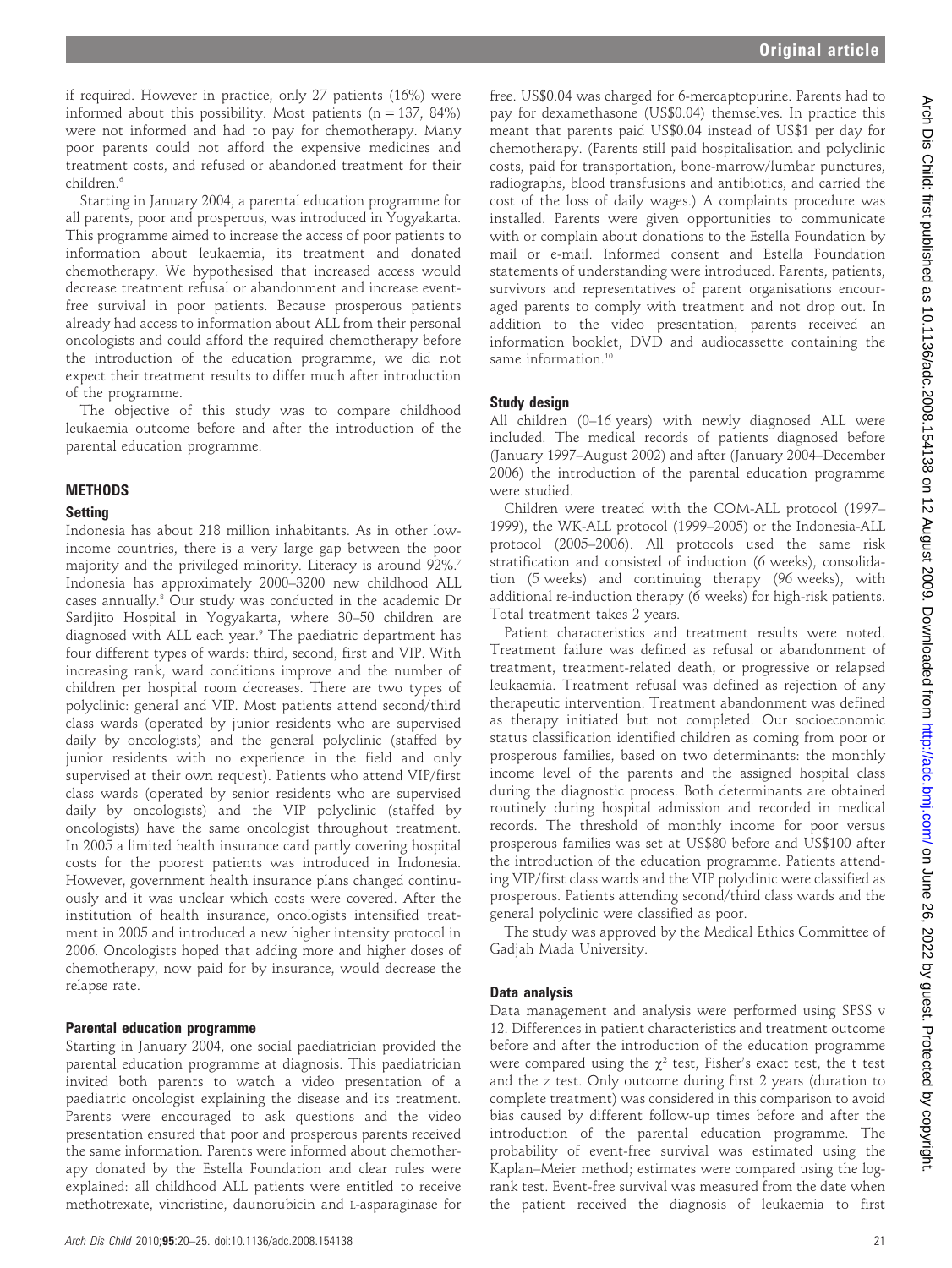if required. However in practice, only 27 patients (16%) were informed about this possibility. Most patients (n = 137, 84%) were not informed and had to pay for chemotherapy. Many poor parents could not afford the expensive medicines and treatment costs, and refused or abandoned treatment for their children.[6]

Starting in January 2004, a parental education programme for all parents, poor and prosperous, was introduced in Yogyakarta. This programme aimed to increase the access of poor patients to information about leukaemia, its treatment and donated chemotherapy. We hypothesised that increased access would decrease treatment refusal or abandonment and increase event-free survival in poor patients. Because prosperous patients already had access to information about ALL from their personal oncologists and could afford the required chemotherapy before the introduction of the education programme, we did not expect their treatment results to differ much after introduction of the programme.

The objective of this study was to compare childhood leukaemia outcome before and after the introduction of the parental education programme.

## METHODS

### Setting

Indonesia has about 218 million inhabitants. As in other low-income countries, there is a very large gap between the poor majority and the privileged minority. Literacy is around 92%.[7] Indonesia has approximately 2000–3200 new childhood ALL cases annually.[8] Our study was conducted in the academic Dr Sardjito Hospital in Yogyakarta, where 30–50 children are diagnosed with ALL each year.[9] The paediatric department has four different types of wards: third, second, first and VIP. With increasing rank, ward conditions improve and the number of children per hospital room decreases. There are two types of polyclinic: general and VIP. Most patients attend second/third class wards (operated by junior residents who are supervised daily by oncologists) and the general polyclinic (staffed by junior residents with no experience in the field and only supervised at their own request). Patients who attend VIP/first class wards (operated by senior residents who are supervised daily by oncologists) and the VIP polyclinic (staffed by oncologists) have the same oncologist throughout treatment. In 2005 a limited health insurance card partly covering hospital costs for the poorest patients was introduced in Indonesia. However, government health insurance plans changed continuously and it was unclear which costs were covered. After the institution of health insurance, oncologists intensified treatment in 2005 and introduced a new higher intensity protocol in 2006. Oncologists hoped that adding more and higher doses of chemotherapy, now paid for by insurance, would decrease the relapse rate.

### Parental education programme

Starting in January 2004, one social paediatrician provided the parental education programme at diagnosis. This paediatrician invited both parents to watch a video presentation of a paediatric oncologist explaining the disease and its treatment. Parents were encouraged to ask questions and the video presentation ensured that poor and prosperous parents received the same information. Parents were informed about chemotherapy donated by the Estella Foundation and clear rules were explained: all childhood ALL patients were entitled to receive methotrexate, vincristine, daunorubicin and L-asparaginase for free. US$0.04 was charged for 6-mercaptopurine. Parents had to pay for dexamethasone (US$0.04) themselves. In practice this meant that parents paid US$0.04 instead of US$1 per day for chemotherapy. (Parents still paid hospitalisation and polyclinic costs, paid for transportation, bone-marrow/lumbar punctures, radiographs, blood transfusions and antibiotics, and carried the cost of the loss of daily wages.) A complaints procedure was installed. Parents were given opportunities to communicate with or complain about donations to the Estella Foundation by mail or e-mail. Informed consent and Estella Foundation statements of understanding were introduced. Parents, patients, survivors and representatives of parent organisations encouraged parents to comply with treatment and not drop out. In addition to the video presentation, parents received an information booklet, DVD and audiocassette containing the same information.[10]

### Study design

All children (0–16 years) with newly diagnosed ALL were included. The medical records of patients diagnosed before (January 1997–August 2002) and after (January 2004–December 2006) the introduction of the parental education programme were studied.

Children were treated with the COM-ALL protocol (1997–1999), the WK-ALL protocol (1999–2005) or the Indonesia-ALL protocol (2005–2006). All protocols used the same risk stratification and consisted of induction (6 weeks), consolidation (5 weeks) and continuing therapy (96 weeks), with additional re-induction therapy (6 weeks) for high-risk patients. Total treatment takes 2 years.

Patient characteristics and treatment results were noted. Treatment failure was defined as refusal or abandonment of treatment, treatment-related death, or progressive or relapsed leukaemia. Treatment refusal was defined as rejection of any therapeutic intervention. Treatment abandonment was defined as therapy initiated but not completed. Our socioeconomic status classification identified children as coming from poor or prosperous families, based on two determinants: the monthly income level of the parents and the assigned hospital class during the diagnostic process. Both determinants are obtained routinely during hospital admission and recorded in medical records. The threshold of monthly income for poor versus prosperous families was set at US$80 before and US$100 after the introduction of the education programme. Patients attending VIP/first class wards and the VIP polyclinic were classified as prosperous. Patients attending second/third class wards and the general polyclinic were classified as poor.

The study was approved by the Medical Ethics Committee of Gadjah Mada University.

### Data analysis

Data management and analysis were performed using SPSS v 12. Differences in patient characteristics and treatment outcome before and after the introduction of the education programme were compared using the $\chi^2$ test, Fisher's exact test, the t test and the z test. Only outcome during first 2 years (duration to complete treatment) was considered in this comparison to avoid bias caused by different follow-up times before and after the introduction of the parental education programme. The probability of event-free survival was estimated using the Kaplan–Meier method; estimates were compared using the log-rank test. Event-free survival was measured from the date when the patient received the diagnosis of leukaemia to first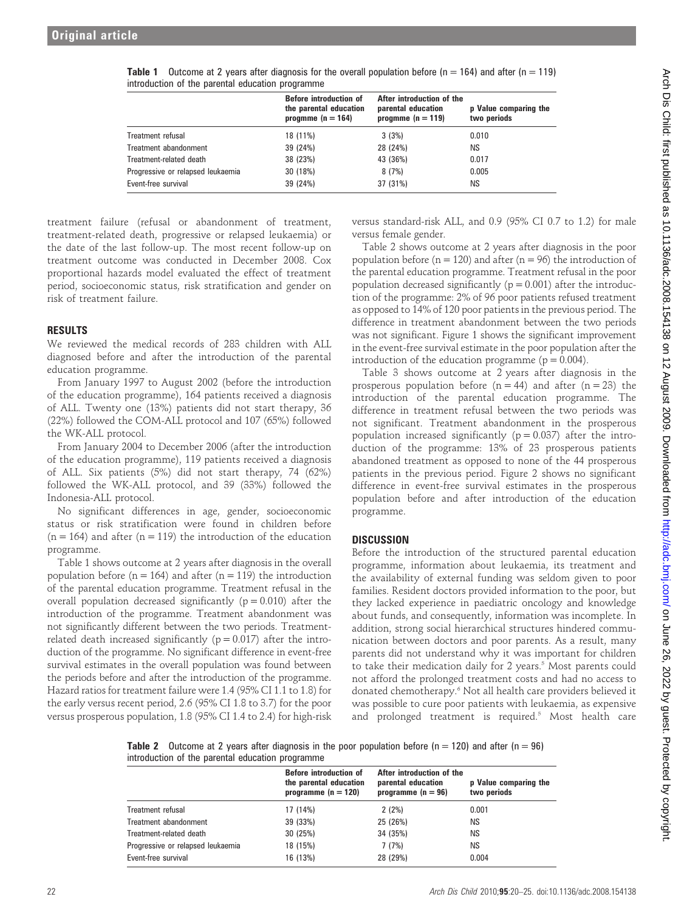**Table 1** Outcome at 2 years after diagnosis for the overall population before (n = 164) and after (n = 119) introduction of the parental education programme

| | Before introduction of the parental education progmme (n = 164) | After introduction of the parental education progmme (n = 119) | p Value comparing the two periods |
|---|---|---|---|
| Treatment refusal | 18 (11%) | 3 (3%) | 0.010 |
| Treatment abandonment | 39 (24%) | 28 (24%) | NS |
| Treatment-related death | 38 (23%) | 43 (36%) | 0.017 |
| Progressive or relapsed leukaemia | 30 (18%) | 8 (7%) | 0.005 |
| Event-free survival | 39 (24%) | 37 (31%) | NS |

treatment failure (refusal or abandonment of treatment, treatment-related death, progressive or relapsed leukaemia) or the date of the last follow-up. The most recent follow-up on treatment outcome was conducted in December 2008. Cox proportional hazards model evaluated the effect of treatment period, socioeconomic status, risk stratification and gender on risk of treatment failure.

## RESULTS

We reviewed the medical records of 283 children with ALL diagnosed before and after the introduction of the parental education programme.

From January 1997 to August 2002 (before the introduction of the education programme), 164 patients received a diagnosis of ALL. Twenty one (13%) patients did not start therapy, 36 (22%) followed the COM-ALL protocol and 107 (65%) followed the WK-ALL protocol.

From January 2004 to December 2006 (after the introduction of the education programme), 119 patients received a diagnosis of ALL. Six patients (5%) did not start therapy, 74 (62%) followed the WK-ALL protocol, and 39 (33%) followed the Indonesia-ALL protocol.

No significant differences in age, gender, socioeconomic status or risk stratification were found in children before (n = 164) and after (n = 119) the introduction of the education programme.

Table 1 shows outcome at 2 years after diagnosis in the overall population before (n = 164) and after (n = 119) the introduction of the parental education programme. Treatment refusal in the overall population decreased significantly (p = 0.010) after the introduction of the programme. Treatment abandonment was not significantly different between the two periods. Treatment-related death increased significantly (p = 0.017) after the introduction of the programme. No significant difference in event-free survival estimates in the overall population was found between the periods before and after the introduction of the programme. Hazard ratios for treatment failure were 1.4 (95% CI 1.1 to 1.8) for the early versus recent period, 2.6 (95% CI 1.8 to 3.7) for the poor versus prosperous population, 1.8 (95% CI 1.4 to 2.4) for high-risk versus standard-risk ALL, and 0.9 (95% CI 0.7 to 1.2) for male versus female gender.

Table 2 shows outcome at 2 years after diagnosis in the poor population before (n = 120) and after (n = 96) the introduction of the parental education programme. Treatment refusal in the poor population decreased significantly (p = 0.001) after the introduction of the programme: 2% of 96 poor patients refused treatment as opposed to 14% of 120 poor patients in the previous period. The difference in treatment abandonment between the two periods was not significant. Figure 1 shows the significant improvement in the event-free survival estimate in the poor population after the introduction of the education programme (p = 0.004).

Table 3 shows outcome at 2 years after diagnosis in the prosperous population before (n = 44) and after (n = 23) the introduction of the parental education programme. The difference in treatment refusal between the two periods was not significant. Treatment abandonment in the prosperous population increased significantly (p = 0.037) after the introduction of the programme: 13% of 23 prosperous patients abandoned treatment as opposed to none of the 44 prosperous patients in the previous period. Figure 2 shows no significant difference in event-free survival estimates in the prosperous population before and after introduction of the education programme.

## DISCUSSION

Before the introduction of the structured parental education programme, information about leukaemia, its treatment and the availability of external funding was seldom given to poor families. Resident doctors provided information to the poor, but they lacked experience in paediatric oncology and knowledge about funds, and consequently, information was incomplete. In addition, strong social hierarchical structures hindered communication between doctors and poor parents. As a result, many parents did not understand why it was important for children to take their medication daily for 2 years.[5] Most parents could not afford the prolonged treatment costs and had no access to donated chemotherapy.[6] Not all health care providers believed it was possible to cure poor patients with leukaemia, as expensive and prolonged treatment is required.[5] Most health care

**Table 2** Outcome at 2 years after diagnosis in the poor population before (n = 120) and after (n = 96) introduction of the parental education programme

| | Before introduction of the parental education programme (n = 120) | After introduction of the parental education programme (n = 96) | p Value comparing the two periods |
|---|---|---|---|
| Treatment refusal | 17 (14%) | 2 (2%) | 0.001 |
| Treatment abandonment | 39 (33%) | 25 (26%) | NS |
| Treatment-related death | 30 (25%) | 34 (35%) | NS |
| Progressive or relapsed leukaemia | 18 (15%) | 7 (7%) | NS |
| Event-free survival | 16 (13%) | 28 (29%) | 0.004 |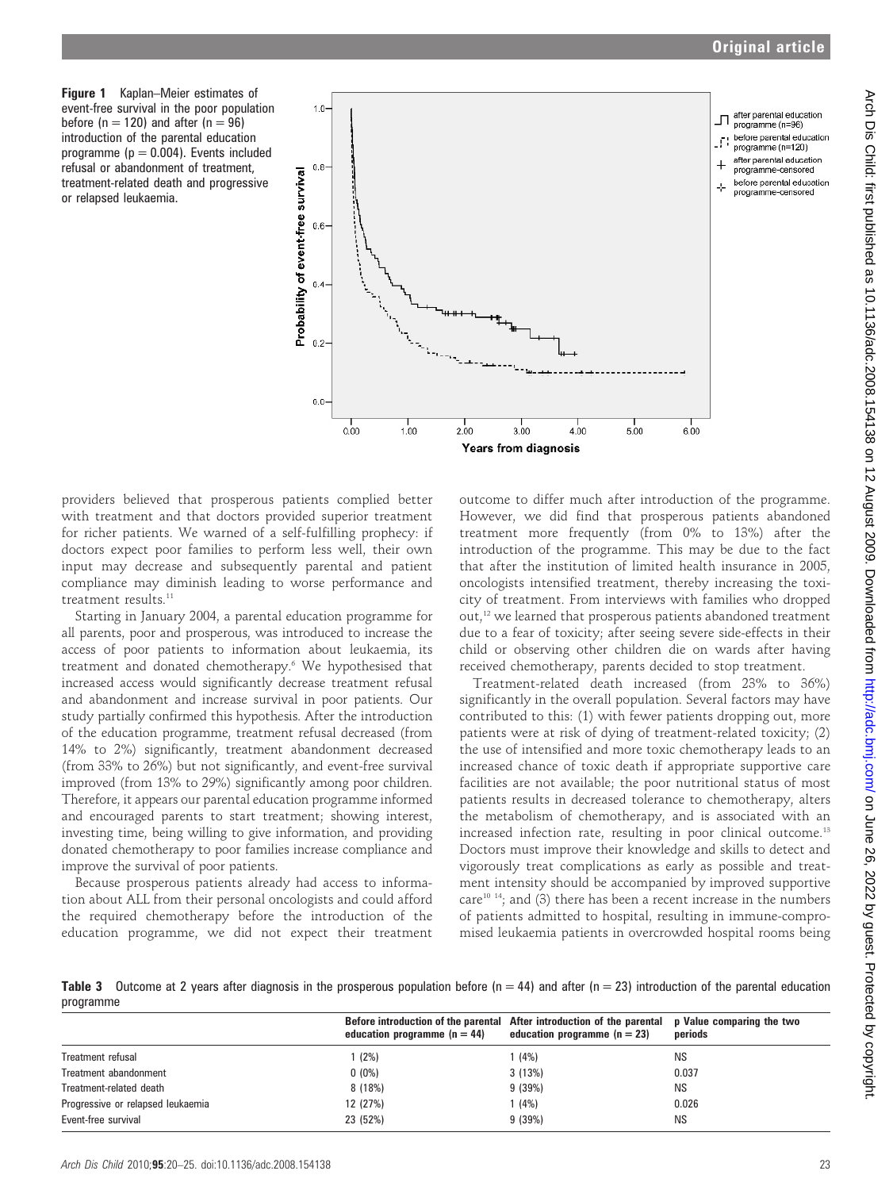**Figure 1** Kaplan–Meier estimates of event-free survival in the poor population before (n = 120) and after (n = 96) introduction of the parental education programme (p = 0.004). Events included refusal or abandonment of treatment, treatment-related death and progressive or relapsed leukaemia.

providers believed that prosperous patients complied better with treatment and that doctors provided superior treatment for richer patients. We warned of a self-fulfilling prophecy: if doctors expect poor families to perform less well, their own input may decrease and subsequently parental and patient compliance may diminish leading to worse performance and treatment results.[11]

Starting in January 2004, a parental education programme for all parents, poor and prosperous, was introduced to increase the access of poor patients to information about leukaemia, its treatment and donated chemotherapy.[6] We hypothesised that increased access would significantly decrease treatment refusal and abandonment and increase survival in poor patients. Our study partially confirmed this hypothesis. After the introduction of the education programme, treatment refusal decreased (from 14% to 2%) significantly, treatment abandonment decreased (from 33% to 26%) but not significantly, and event-free survival improved (from 13% to 29%) significantly among poor children. Therefore, it appears our parental education programme informed and encouraged parents to start treatment; showing interest, investing time, being willing to give information, and providing donated chemotherapy to poor families increase compliance and improve the survival of poor patients.

Because prosperous patients already had access to information about ALL from their personal oncologists and could afford the required chemotherapy before the introduction of the education programme, we did not expect their treatment outcome to differ much after introduction of the programme. However, we did find that prosperous patients abandoned treatment more frequently (from 0% to 13%) after the introduction of the programme. This may be due to the fact that after the institution of limited health insurance in 2005, oncologists intensified treatment, thereby increasing the toxicity of treatment. From interviews with families who dropped out,[12] we learned that prosperous patients abandoned treatment due to a fear of toxicity; after seeing severe side-effects in their child or observing other children die on wards after having received chemotherapy, parents decided to stop treatment.

Treatment-related death increased (from 23% to 36%) significantly in the overall population. Several factors may have contributed to this: (1) with fewer patients dropping out, more patients were at risk of dying of treatment-related toxicity; (2) the use of intensified and more toxic chemotherapy leads to an increased chance of toxic death if appropriate supportive care facilities are not available; the poor nutritional status of most patients results in decreased tolerance to chemotherapy, alters the metabolism of chemotherapy, and is associated with an increased infection rate, resulting in poor clinical outcome.[13] Doctors must improve their knowledge and skills to detect and vigorously treat complications as early as possible and treatment intensity should be accompanied by improved supportive care[10 14]; and (3) there has been a recent increase in the numbers of patients admitted to hospital, resulting in immune-compromised leukaemia patients in overcrowded hospital rooms being

**Table 3** Outcome at 2 years after diagnosis in the prosperous population before (n = 44) and after (n = 23) introduction of the parental education programme

| | Before introduction of the parental education programme (n = 44) | After introduction of the parental education programme (n = 23) | p Value comparing the two periods |
|---|---|---|---|
| Treatment refusal | 1 (2%) | 1 (4%) | NS |
| Treatment abandonment | 0 (0%) | 3 (13%) | 0.037 |
| Treatment-related death | 8 (18%) | 9 (39%) | NS |
| Progressive or relapsed leukaemia | 12 (27%) | 1 (4%) | 0.026 |
| Event-free survival | 23 (52%) | 9 (39%) | NS |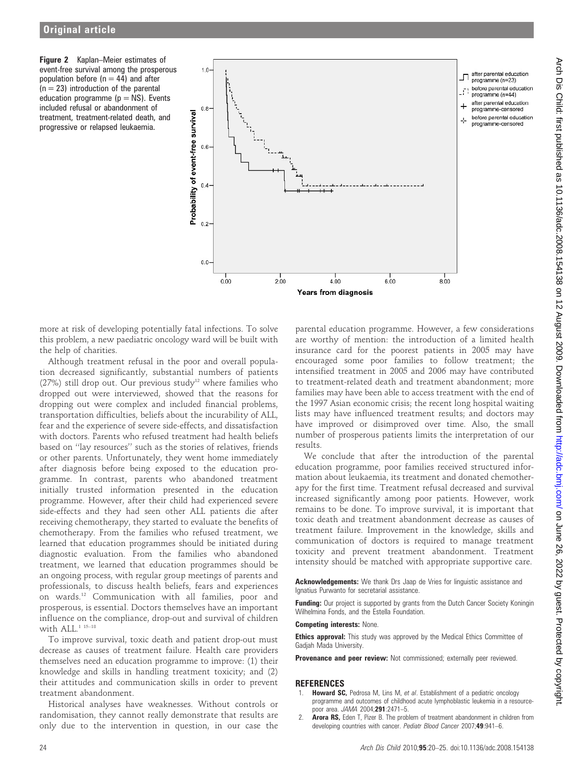**Figure 2** Kaplan–Meier estimates of event-free survival among the prosperous population before (n = 44) and after (n = 23) introduction of the parental education programme (p = NS). Events included refusal or abandonment of treatment, treatment-related death, and progressive or relapsed leukaemia.

Probability of event-free survival
1.0
0.8
0.6
0.4
0.2
0.0
0.00
2.00
4.00
6.00
8.00
Years from diagnosis
after parental education programme (n=23)
before parental education programme (n=44)
after parental education programme-censored
before parental education programme-censored

more at risk of developing potentially fatal infections. To solve this problem, a new paediatric oncology ward will be built with the help of charities.

Although treatment refusal in the poor and overall population decreased significantly, substantial numbers of patients (27%) still drop out. Our previous study[12] where families who dropped out were interviewed, showed that the reasons for dropping out were complex and included financial problems, transportation difficulties, beliefs about the incurability of ALL, fear and the experience of severe side-effects, and dissatisfaction with doctors. Parents who refused treatment had health beliefs based on ''lay resources'' such as the stories of relatives, friends or other parents. Unfortunately, they went home immediately after diagnosis before being exposed to the education programme. In contrast, parents who abandoned treatment initially trusted information presented in the education programme. However, after their child had experienced severe side-effects and they had seen other ALL patients die after receiving chemotherapy, they started to evaluate the benefits of chemotherapy. From the families who refused treatment, we learned that education programmes should be initiated during diagnostic evaluation. From the families who abandoned treatment, we learned that education programmes should be an ongoing process, with regular group meetings of parents and professionals, to discuss health beliefs, fears and experiences on wards.[12] Communication with all families, poor and prosperous, is essential. Doctors themselves have an important influence on the compliance, drop-out and survival of children with ALL.[1 15–18]

To improve survival, toxic death and patient drop-out must decrease as causes of treatment failure. Health care providers themselves need an education programme to improve: (1) their knowledge and skills in handling treatment toxicity; and (2) their attitudes and communication skills in order to prevent treatment abandonment.

Historical analyses have weaknesses. Without controls or randomisation, they cannot really demonstrate that results are only due to the intervention in question, in our case the parental education programme. However, a few considerations are worthy of mention: the introduction of a limited health insurance card for the poorest patients in 2005 may have encouraged some poor families to follow treatment; the intensified treatment in 2005 and 2006 may have contributed to treatment-related death and treatment abandonment; more families may have been able to access treatment with the end of the 1997 Asian economic crisis; the recent long hospital waiting lists may have influenced treatment results; and doctors may have improved or disimproved over time. Also, the small number of prosperous patients limits the interpretation of our results.

We conclude that after the introduction of the parental education programme, poor families received structured information about leukaemia, its treatment and donated chemotherapy for the first time. Treatment refusal decreased and survival increased significantly among poor patients. However, work remains to be done. To improve survival, it is important that toxic death and treatment abandonment decrease as causes of treatment failure. Improvement in the knowledge, skills and communication of doctors is required to manage treatment toxicity and prevent treatment abandonment. Treatment intensity should be matched with appropriate supportive care.

**Acknowledgements:** We thank Drs Jaap de Vries for linguistic assistance and Ignatius Purwanto for secretarial assistance.

**Funding:** Our project is supported by grants from the Dutch Cancer Society Koningin Wilhelmina Fonds, and the Estella Foundation.

**Competing interests:** None.

**Ethics approval:** This study was approved by the Medical Ethics Committee of Gadjah Mada University.

**Provenance and peer review:** Not commissioned; externally peer reviewed.

## REFERENCES

1. **Howard SC,** Pedrosa M, Lins M, *et al*. Establishment of a pediatric oncology programme and outcomes of childhood acute lymphoblastic leukemia in a resource-poor area. *JAMA* 2004;**291**:2471–5.
2. **Arora RS,** Eden T, Pizer B. The problem of treatment abandonment in children from developing countries with cancer. *Pediatr Blood Cancer* 2007;**49**:941–6.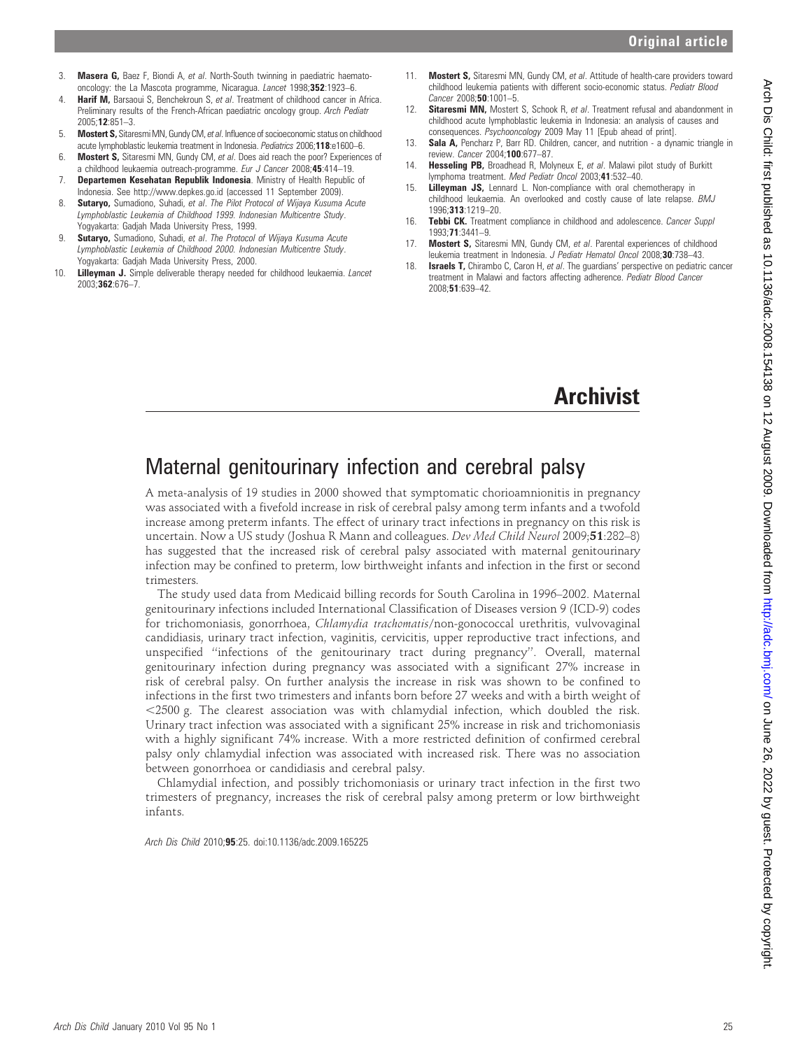3. **Masera G,** Baez F, Biondi A, *et al*. North-South twinning in paediatric haemato-oncology: the La Mascota programme, Nicaragua. *Lancet* 1998;**352**:1923–6.
4. **Harif M,** Barsaoui S, Benchekroun S, *et al*. Treatment of childhood cancer in Africa. Preliminary results of the French-African paediatric oncology group. *Arch Pediatr* 2005;**12**:851–3.
5. **Mostert S,** Sitaresmi MN, Gundy CM, *et al*. Influence of socioeconomic status on childhood acute lymphoblastic leukemia treatment in Indonesia. *Pediatrics* 2006;**118**:e1600–6.
6. **Mostert S,** Sitaresmi MN, Gundy CM, *et al*. Does aid reach the poor? Experiences of a childhood leukaemia outreach-programme. *Eur J Cancer* 2008;**45**:414–19.
7. **Departemen Kesehatan Republik Indonesia**. Ministry of Health Republic of Indonesia. See http://www.depkes.go.id (accessed 11 September 2009).
8. **Sutaryo,** Sumadiono, Suhadi, *et al*. *The Pilot Protocol of Wijaya Kusuma Acute Lymphoblastic Leukemia of Childhood 1999. Indonesian Multicentre Study*. Yogyakarta: Gadjah Mada University Press, 1999.
9. **Sutaryo,** Sumadiono, Suhadi, *et al*. *The Protocol of Wijaya Kusuma Acute Lymphoblastic Leukemia of Childhood 2000. Indonesian Multicentre Study*. Yogyakarta: Gadjah Mada University Press, 2000.
10. **Lilleyman J.** Simple deliverable therapy needed for childhood leukaemia. *Lancet* 2003;**362**:676–7.
11. **Mostert S,** Sitaresmi MN, Gundy CM, *et al*. Attitude of health-care providers toward childhood leukemia patients with different socio-economic status. *Pediatr Blood Cancer* 2008;**50**:1001–5.
12. **Sitaresmi MN,** Mostert S, Schook R, *et al*. Treatment refusal and abandonment in childhood acute lymphoblastic leukemia in Indonesia: an analysis of causes and consequences. *Psychooncology* 2009 May 11 [Epub ahead of print].
13. **Sala A,** Pencharz P, Barr RD. Children, cancer, and nutrition - a dynamic triangle in review. *Cancer* 2004;**100**:677–87.
14. **Hesseling PB,** Broadhead R, Molyneux E, *et al*. Malawi pilot study of Burkitt lymphoma treatment. *Med Pediatr Oncol* 2003;**41**:532–40.
15. **Lilleyman JS,** Lennard L. Non-compliance with oral chemotherapy in childhood leukaemia. An overlooked and costly cause of late relapse. *BMJ* 1996;**313**:1219–20.
16. **Tebbi CK.** Treatment compliance in childhood and adolescence. *Cancer Suppl* 1993;**71**:3441–9.
17. **Mostert S,** Sitaresmi MN, Gundy CM, *et al*. Parental experiences of childhood leukemia treatment in Indonesia. *J Pediatr Hematol Oncol* 2008;**30**:738–43.
18. **Israels T,** Chirambo C, Caron H, *et al*. The guardians' perspective on pediatric cancer treatment in Malawi and factors affecting adherence. *Pediatr Blood Cancer* 2008;**51**:639–42.

# Archivist

## Maternal genitourinary infection and cerebral palsy

A meta-analysis of 19 studies in 2000 showed that symptomatic chorioamnionitis in pregnancy was associated with a fivefold increase in risk of cerebral palsy among term infants and a twofold increase among preterm infants. The effect of urinary tract infections in pregnancy on this risk is uncertain. Now a US study (Joshua R Mann and colleagues. *Dev Med Child Neurol* 2009;**51**:282–8) has suggested that the increased risk of cerebral palsy associated with maternal genitourinary infection may be confined to preterm, low birthweight infants and infection in the first or second trimesters.

The study used data from Medicaid billing records for South Carolina in 1996–2002. Maternal genitourinary infections included International Classification of Diseases version 9 (ICD-9) codes for trichomoniasis, gonorrhoea, *Chlamydia trachomatis*/non-gonococcal urethritis, vulvovaginal candidiasis, urinary tract infection, vaginitis, cervicitis, upper reproductive tract infections, and unspecified "infections of the genitourinary tract during pregnancy". Overall, maternal genitourinary infection during pregnancy was associated with a significant 27% increase in risk of cerebral palsy. On further analysis the increase in risk was shown to be confined to infections in the first two trimesters and infants born before 27 weeks and with a birth weight of <2500 g. The clearest association was with chlamydial infection, which doubled the risk. Urinary tract infection was associated with a significant 25% increase in risk and trichomoniasis with a highly significant 74% increase. With a more restricted definition of confirmed cerebral palsy only chlamydial infection was associated with increased risk. There was no association between gonorrhoea or candidiasis and cerebral palsy.

Chlamydial infection, and possibly trichomoniasis or urinary tract infection in the first two trimesters of pregnancy, increases the risk of cerebral palsy among preterm or low birthweight infants.

*Arch Dis Child* 2010;**95**:25. doi:10.1136/adc.2009.165225